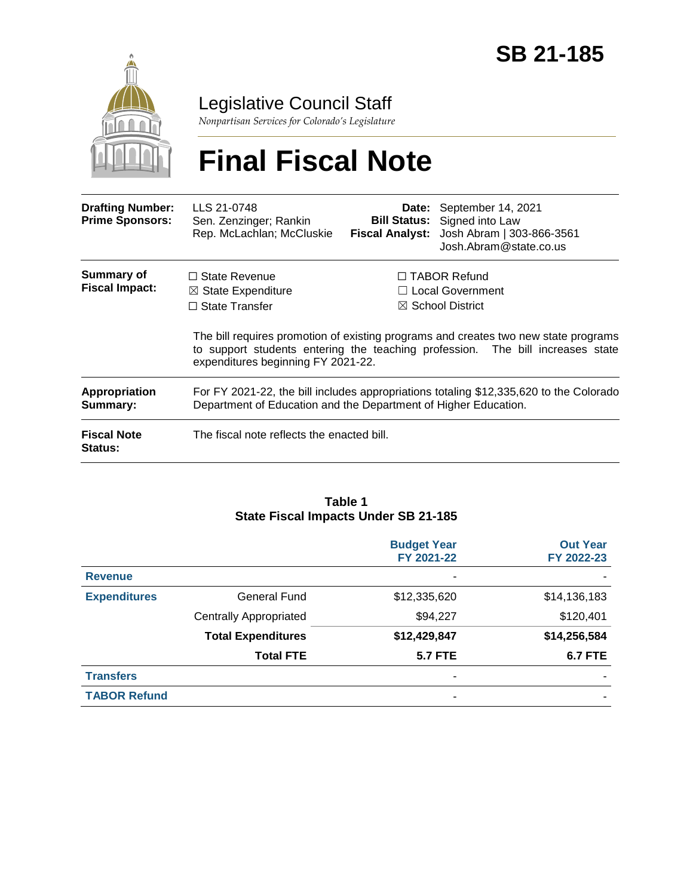# SB 21-185

## Legislative Council Staff

*Nonpartisan Services for Colorado's Legislature*

# Final Fiscal Note

| | | | |
|---|---|---|---|
| **Drafting Number:** | LLS 21-0748 | **Date:** | September 14, 2021 |
| **Prime Sponsors:** | Sen. Zenzinger; Rankin<br>Rep. McLachlan; McCluskie | **Bill Status:** | Signed into Law |
| | | **Fiscal Analyst:** | Josh Abram \| 303-866-3561<br>Josh.Abram@state.co.us |

**Summary of Fiscal Impact:**

☐ State Revenue
☒ State Expenditure
☐ State Transfer
☐ TABOR Refund
☐ Local Government
☒ School District

The bill requires promotion of existing programs and creates two new state programs to support students entering the teaching profession. The bill increases state expenditures beginning FY 2021-22.

**Appropriation Summary:** For FY 2021-22, the bill includes appropriations totaling $12,335,620 to the Colorado Department of Education and the Department of Higher Education.

**Fiscal Note Status:** The fiscal note reflects the enacted bill.

**Table 1**
**State Fiscal Impacts Under SB 21-185**

| | | Budget Year FY 2021-22 | Out Year FY 2022-23 |
|---|---|---|---|
| **Revenue** | | - | - |
| **Expenditures** | General Fund | $12,335,620 | $14,136,183 |
| | Centrally Appropriated | $94,227 | $120,401 |
| | **Total Expenditures** | **$12,429,847** | **$14,256,584** |
| | **Total FTE** | **5.7 FTE** | **6.7 FTE** |
| **Transfers** | | - | - |
| **TABOR Refund** | | - | - |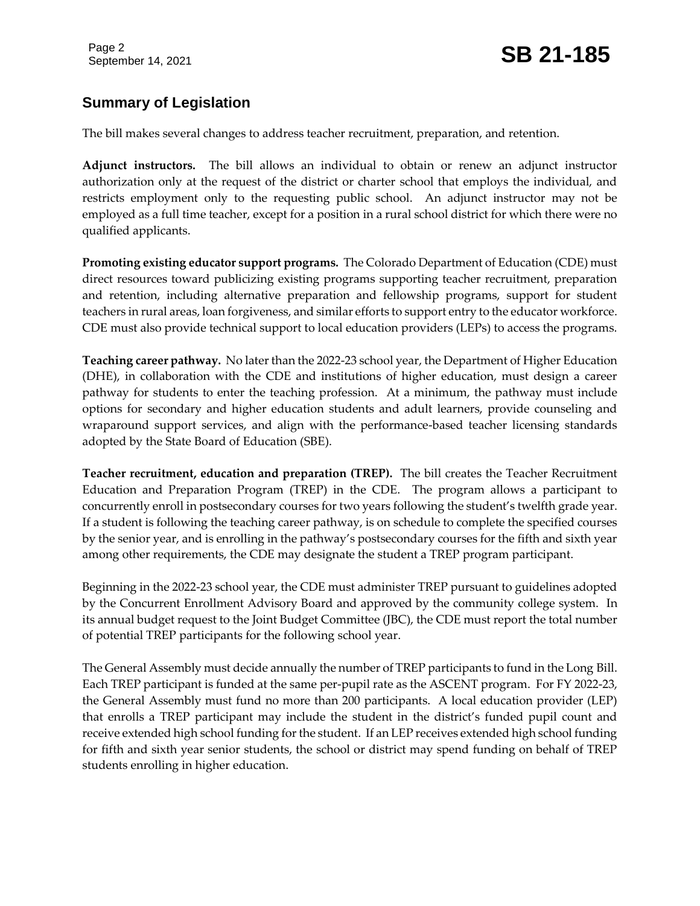## Summary of Legislation

The bill makes several changes to address teacher recruitment, preparation, and retention.

**Adjunct instructors.** The bill allows an individual to obtain or renew an adjunct instructor authorization only at the request of the district or charter school that employs the individual, and restricts employment only to the requesting public school. An adjunct instructor may not be employed as a full time teacher, except for a position in a rural school district for which there were no qualified applicants.

**Promoting existing educator support programs.** The Colorado Department of Education (CDE) must direct resources toward publicizing existing programs supporting teacher recruitment, preparation and retention, including alternative preparation and fellowship programs, support for student teachers in rural areas, loan forgiveness, and similar efforts to support entry to the educator workforce. CDE must also provide technical support to local education providers (LEPs) to access the programs.

**Teaching career pathway.** No later than the 2022-23 school year, the Department of Higher Education (DHE), in collaboration with the CDE and institutions of higher education, must design a career pathway for students to enter the teaching profession. At a minimum, the pathway must include options for secondary and higher education students and adult learners, provide counseling and wraparound support services, and align with the performance-based teacher licensing standards adopted by the State Board of Education (SBE).

**Teacher recruitment, education and preparation (TREP).** The bill creates the Teacher Recruitment Education and Preparation Program (TREP) in the CDE. The program allows a participant to concurrently enroll in postsecondary courses for two years following the student's twelfth grade year. If a student is following the teaching career pathway, is on schedule to complete the specified courses by the senior year, and is enrolling in the pathway's postsecondary courses for the fifth and sixth year among other requirements, the CDE may designate the student a TREP program participant.

Beginning in the 2022-23 school year, the CDE must administer TREP pursuant to guidelines adopted by the Concurrent Enrollment Advisory Board and approved by the community college system. In its annual budget request to the Joint Budget Committee (JBC), the CDE must report the total number of potential TREP participants for the following school year.

The General Assembly must decide annually the number of TREP participants to fund in the Long Bill. Each TREP participant is funded at the same per-pupil rate as the ASCENT program. For FY 2022-23, the General Assembly must fund no more than 200 participants. A local education provider (LEP) that enrolls a TREP participant may include the student in the district's funded pupil count and receive extended high school funding for the student. If an LEP receives extended high school funding for fifth and sixth year senior students, the school or district may spend funding on behalf of TREP students enrolling in higher education.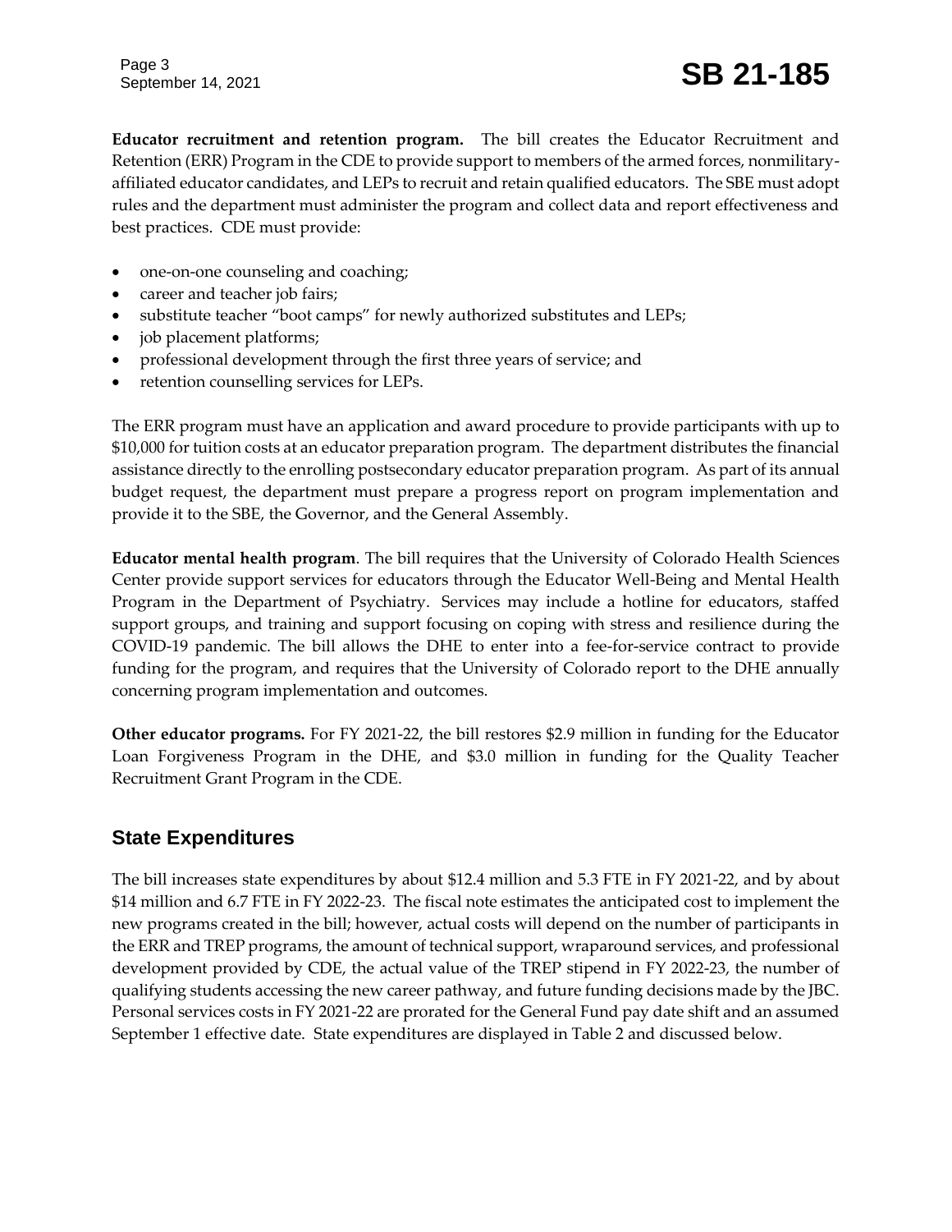**Educator recruitment and retention program.** The bill creates the Educator Recruitment and Retention (ERR) Program in the CDE to provide support to members of the armed forces, nonmilitary-affiliated educator candidates, and LEPs to recruit and retain qualified educators. The SBE must adopt rules and the department must administer the program and collect data and report effectiveness and best practices. CDE must provide:

- one-on-one counseling and coaching;
- career and teacher job fairs;
- substitute teacher "boot camps" for newly authorized substitutes and LEPs;
- job placement platforms;
- professional development through the first three years of service; and
- retention counselling services for LEPs.

The ERR program must have an application and award procedure to provide participants with up to $10,000 for tuition costs at an educator preparation program. The department distributes the financial assistance directly to the enrolling postsecondary educator preparation program. As part of its annual budget request, the department must prepare a progress report on program implementation and provide it to the SBE, the Governor, and the General Assembly.

**Educator mental health program**. The bill requires that the University of Colorado Health Sciences Center provide support services for educators through the Educator Well-Being and Mental Health Program in the Department of Psychiatry. Services may include a hotline for educators, staffed support groups, and training and support focusing on coping with stress and resilience during the COVID-19 pandemic. The bill allows the DHE to enter into a fee-for-service contract to provide funding for the program, and requires that the University of Colorado report to the DHE annually concerning program implementation and outcomes.

**Other educator programs.** For FY 2021-22, the bill restores $2.9 million in funding for the Educator Loan Forgiveness Program in the DHE, and $3.0 million in funding for the Quality Teacher Recruitment Grant Program in the CDE.

## State Expenditures

The bill increases state expenditures by about $12.4 million and 5.3 FTE in FY 2021-22, and by about $14 million and 6.7 FTE in FY 2022-23. The fiscal note estimates the anticipated cost to implement the new programs created in the bill; however, actual costs will depend on the number of participants in the ERR and TREP programs, the amount of technical support, wraparound services, and professional development provided by CDE, the actual value of the TREP stipend in FY 2022-23, the number of qualifying students accessing the new career pathway, and future funding decisions made by the JBC. Personal services costs in FY 2021-22 are prorated for the General Fund pay date shift and an assumed September 1 effective date. State expenditures are displayed in Table 2 and discussed below.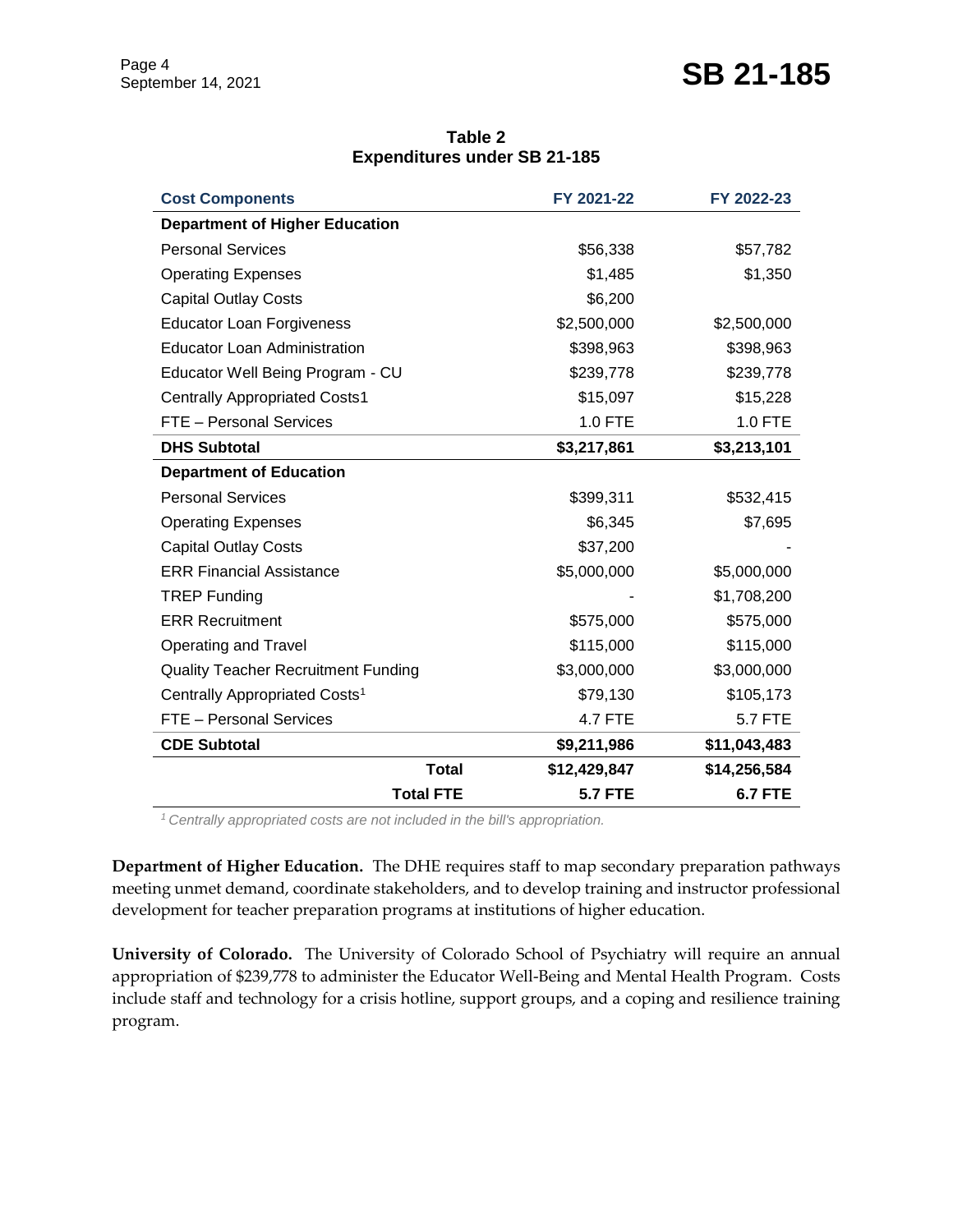**Table 2**
**Expenditures under SB 21-185**

| Cost Components | FY 2021-22 | FY 2022-23 |
|---|---|---|
| **Department of Higher Education** | | |
| Personal Services | $56,338 | $57,782 |
| Operating Expenses | $1,485 | $1,350 |
| Capital Outlay Costs | $6,200 | |
| Educator Loan Forgiveness | $2,500,000 | $2,500,000 |
| Educator Loan Administration | $398,963 | $398,963 |
| Educator Well Being Program - CU | $239,778 | $239,778 |
| Centrally Appropriated Costs1 | $15,097 | $15,228 |
| FTE – Personal Services | 1.0 FTE | 1.0 FTE |
| **DHS Subtotal** | **$3,217,861** | **$3,213,101** |
| **Department of Education** | | |
| Personal Services | $399,311 | $532,415 |
| Operating Expenses | $6,345 | $7,695 |
| Capital Outlay Costs | $37,200 | - |
| ERR Financial Assistance | $5,000,000 | $5,000,000 |
| TREP Funding | - | $1,708,200 |
| ERR Recruitment | $575,000 | $575,000 |
| Operating and Travel | $115,000 | $115,000 |
| Quality Teacher Recruitment Funding | $3,000,000 | $3,000,000 |
| Centrally Appropriated Costs[1] | $79,130 | $105,173 |
| FTE – Personal Services | 4.7 FTE | 5.7 FTE |
| **CDE Subtotal** | **$9,211,986** | **$11,043,483** |
| **Total** | **$12,429,847** | **$14,256,584** |
| **Total FTE** | **5.7 FTE** | **6.7 FTE** |

*[1] Centrally appropriated costs are not included in the bill's appropriation.*

**Department of Higher Education.** The DHE requires staff to map secondary preparation pathways meeting unmet demand, coordinate stakeholders, and to develop training and instructor professional development for teacher preparation programs at institutions of higher education.

**University of Colorado.** The University of Colorado School of Psychiatry will require an annual appropriation of $239,778 to administer the Educator Well-Being and Mental Health Program. Costs include staff and technology for a crisis hotline, support groups, and a coping and resilience training program.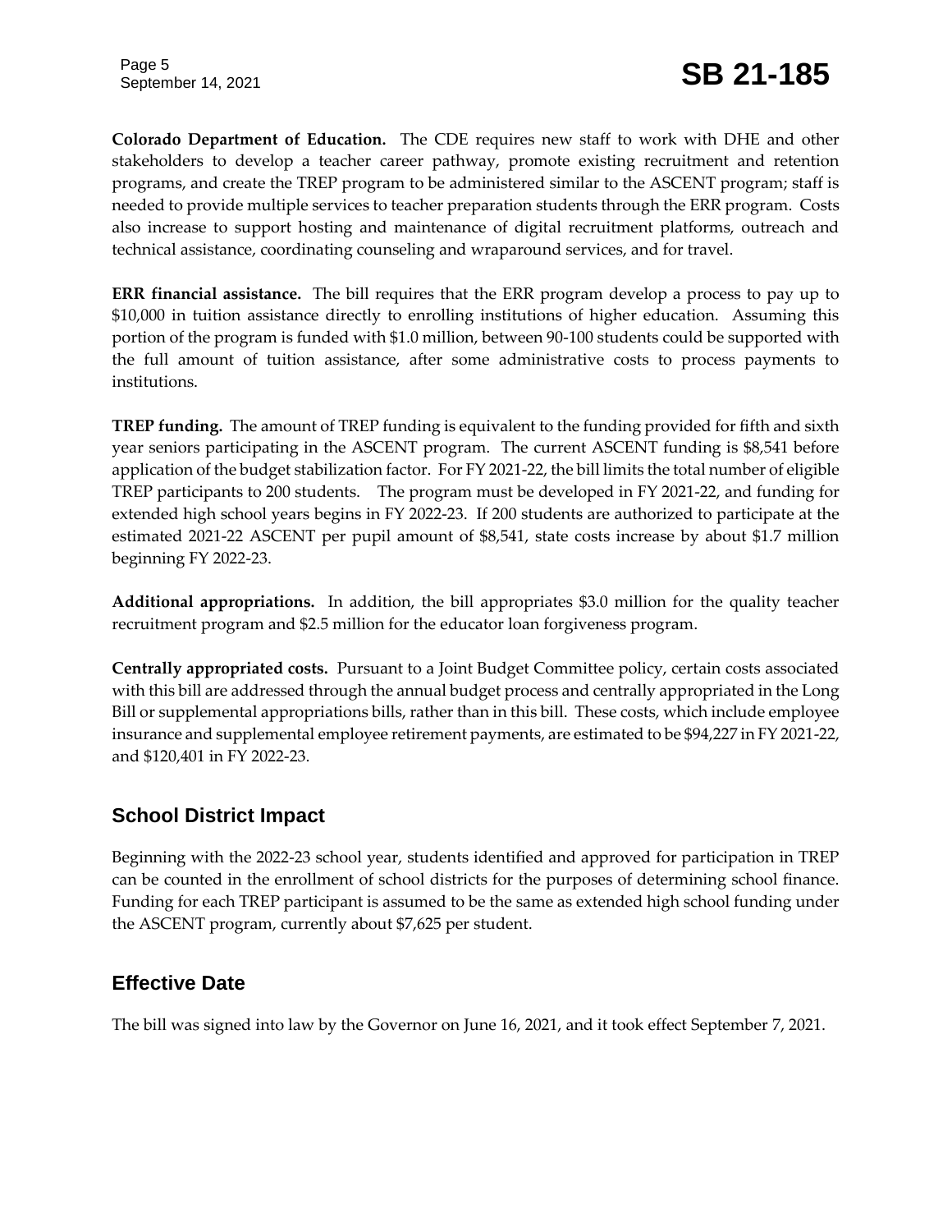**Colorado Department of Education.** The CDE requires new staff to work with DHE and other stakeholders to develop a teacher career pathway, promote existing recruitment and retention programs, and create the TREP program to be administered similar to the ASCENT program; staff is needed to provide multiple services to teacher preparation students through the ERR program. Costs also increase to support hosting and maintenance of digital recruitment platforms, outreach and technical assistance, coordinating counseling and wraparound services, and for travel.

**ERR financial assistance.** The bill requires that the ERR program develop a process to pay up to $10,000 in tuition assistance directly to enrolling institutions of higher education. Assuming this portion of the program is funded with $1.0 million, between 90-100 students could be supported with the full amount of tuition assistance, after some administrative costs to process payments to institutions.

**TREP funding.** The amount of TREP funding is equivalent to the funding provided for fifth and sixth year seniors participating in the ASCENT program. The current ASCENT funding is $8,541 before application of the budget stabilization factor. For FY 2021-22, the bill limits the total number of eligible TREP participants to 200 students. The program must be developed in FY 2021-22, and funding for extended high school years begins in FY 2022-23. If 200 students are authorized to participate at the estimated 2021-22 ASCENT per pupil amount of $8,541, state costs increase by about $1.7 million beginning FY 2022-23.

**Additional appropriations.** In addition, the bill appropriates $3.0 million for the quality teacher recruitment program and $2.5 million for the educator loan forgiveness program.

**Centrally appropriated costs.** Pursuant to a Joint Budget Committee policy, certain costs associated with this bill are addressed through the annual budget process and centrally appropriated in the Long Bill or supplemental appropriations bills, rather than in this bill. These costs, which include employee insurance and supplemental employee retirement payments, are estimated to be $94,227 in FY 2021-22, and $120,401 in FY 2022-23.

## School District Impact

Beginning with the 2022-23 school year, students identified and approved for participation in TREP can be counted in the enrollment of school districts for the purposes of determining school finance. Funding for each TREP participant is assumed to be the same as extended high school funding under the ASCENT program, currently about $7,625 per student.

## Effective Date

The bill was signed into law by the Governor on June 16, 2021, and it took effect September 7, 2021.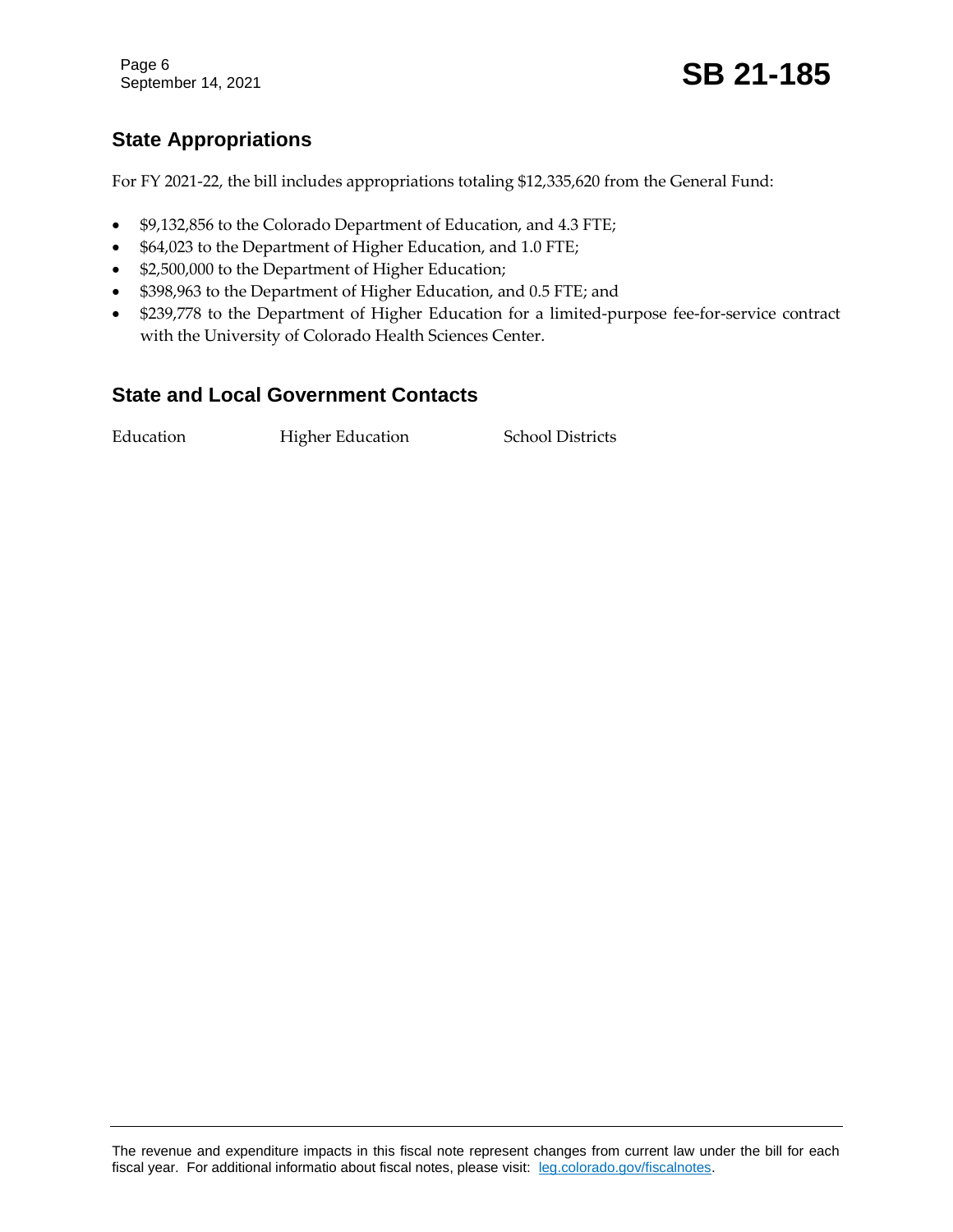## State Appropriations

For FY 2021-22, the bill includes appropriations totaling $12,335,620 from the General Fund:

- $9,132,856 to the Colorado Department of Education, and 4.3 FTE;
- $64,023 to the Department of Higher Education, and 1.0 FTE;
- $2,500,000 to the Department of Higher Education;
- $398,963 to the Department of Higher Education, and 0.5 FTE; and
- $239,778 to the Department of Higher Education for a limited-purpose fee-for-service contract with the University of Colorado Health Sciences Center.

## State and Local Government Contacts

| | | |
|---|---|---|
| Education | Higher Education | School Districts |

The revenue and expenditure impacts in this fiscal note represent changes from current law under the bill for each fiscal year. For additional informatio about fiscal notes, please visit: leg.colorado.gov/fiscalnotes.